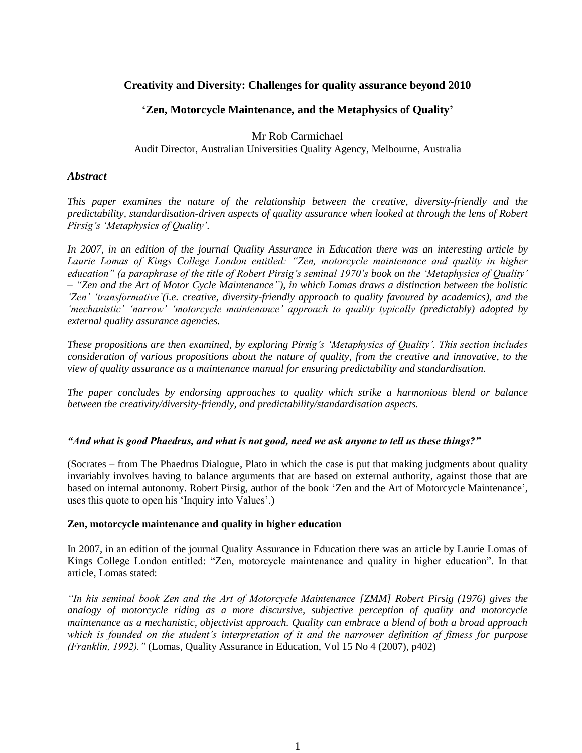# Creativity and Diversity: Challenges for quality assurance beyond 2010

## 'Zen, Motorcycle Maintenance, and the Metaphysics of Quality'

Mr Rob Carmichael
Audit Director, Australian Universities Quality Agency, Melbourne, Australia

### *Abstract*

*This paper examines the nature of the relationship between the creative, diversity-friendly and the predictability, standardisation-driven aspects of quality assurance when looked at through the lens of Robert Pirsig's 'Metaphysics of Quality'.*

*In 2007, in an edition of the journal Quality Assurance in Education there was an interesting article by Laurie Lomas of Kings College London entitled: "Zen, motorcycle maintenance and quality in higher education" (a paraphrase of the title of Robert Pirsig's seminal 1970's book on the 'Metaphysics of Quality' – "Zen and the Art of Motor Cycle Maintenance"), in which Lomas draws a distinction between the holistic 'Zen' 'transformative'(i.e. creative, diversity-friendly approach to quality favoured by academics), and the 'mechanistic' 'narrow' 'motorcycle maintenance' approach to quality typically (predictably) adopted by external quality assurance agencies.*

*These propositions are then examined, by exploring Pirsig's 'Metaphysics of Quality'. This section includes consideration of various propositions about the nature of quality, from the creative and innovative, to the view of quality assurance as a maintenance manual for ensuring predictability and standardisation.*

*The paper concludes by endorsing approaches to quality which strike a harmonious blend or balance between the creativity/diversity-friendly, and predictability/standardisation aspects.*

***"And what is good Phaedrus, and what is not good, need we ask anyone to tell us these things?"***

(Socrates – from The Phaedrus Dialogue, Plato in which the case is put that making judgments about quality invariably involves having to balance arguments that are based on external authority, against those that are based on internal autonomy. Robert Pirsig, author of the book 'Zen and the Art of Motorcycle Maintenance', uses this quote to open his 'Inquiry into Values'.)

**Zen, motorcycle maintenance and quality in higher education**

In 2007, in an edition of the journal Quality Assurance in Education there was an article by Laurie Lomas of Kings College London entitled: "Zen, motorcycle maintenance and quality in higher education". In that article, Lomas stated:

*"In his seminal book Zen and the Art of Motorcycle Maintenance [ZMM] Robert Pirsig (1976) gives the analogy of motorcycle riding as a more discursive, subjective perception of quality and motorcycle maintenance as a mechanistic, objectivist approach. Quality can embrace a blend of both a broad approach which is founded on the student's interpretation of it and the narrower definition of fitness for purpose (Franklin, 1992)."* (Lomas, Quality Assurance in Education, Vol 15 No 4 (2007), p402)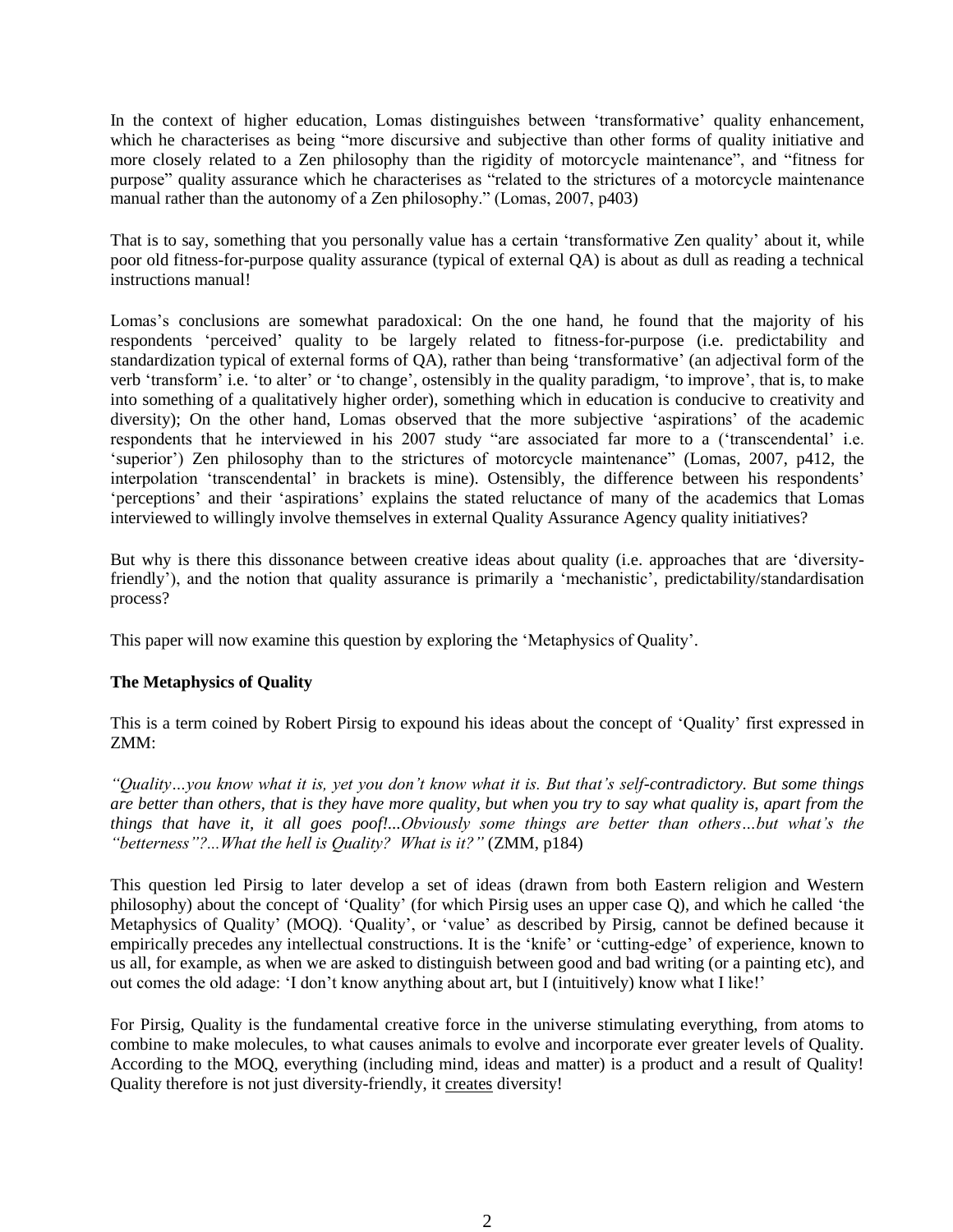In the context of higher education, Lomas distinguishes between 'transformative' quality enhancement, which he characterises as being "more discursive and subjective than other forms of quality initiative and more closely related to a Zen philosophy than the rigidity of motorcycle maintenance", and "fitness for purpose" quality assurance which he characterises as "related to the strictures of a motorcycle maintenance manual rather than the autonomy of a Zen philosophy." (Lomas, 2007, p403)

That is to say, something that you personally value has a certain 'transformative Zen quality' about it, while poor old fitness-for-purpose quality assurance (typical of external QA) is about as dull as reading a technical instructions manual!

Lomas's conclusions are somewhat paradoxical: On the one hand, he found that the majority of his respondents 'perceived' quality to be largely related to fitness-for-purpose (i.e. predictability and standardization typical of external forms of QA), rather than being 'transformative' (an adjectival form of the verb 'transform' i.e. 'to alter' or 'to change', ostensibly in the quality paradigm, 'to improve', that is, to make into something of a qualitatively higher order), something which in education is conducive to creativity and diversity); On the other hand, Lomas observed that the more subjective 'aspirations' of the academic respondents that he interviewed in his 2007 study "are associated far more to a ('transcendental' i.e. 'superior') Zen philosophy than to the strictures of motorcycle maintenance" (Lomas, 2007, p412, the interpolation 'transcendental' in brackets is mine). Ostensibly, the difference between his respondents' 'perceptions' and their 'aspirations' explains the stated reluctance of many of the academics that Lomas interviewed to willingly involve themselves in external Quality Assurance Agency quality initiatives?

But why is there this dissonance between creative ideas about quality (i.e. approaches that are 'diversity-friendly'), and the notion that quality assurance is primarily a 'mechanistic', predictability/standardisation process?

This paper will now examine this question by exploring the 'Metaphysics of Quality'.

**The Metaphysics of Quality**

This is a term coined by Robert Pirsig to expound his ideas about the concept of 'Quality' first expressed in ZMM:

*"Quality…you know what it is, yet you don't know what it is. But that's self-contradictory. But some things are better than others, that is they have more quality, but when you try to say what quality is, apart from the things that have it, it all goes poof!...Obviously some things are better than others…but what's the "betterness"?...What the hell is Quality? What is it?"* (ZMM, p184)

This question led Pirsig to later develop a set of ideas (drawn from both Eastern religion and Western philosophy) about the concept of 'Quality' (for which Pirsig uses an upper case Q), and which he called 'the Metaphysics of Quality' (MOQ). 'Quality', or 'value' as described by Pirsig, cannot be defined because it empirically precedes any intellectual constructions. It is the 'knife' or 'cutting-edge' of experience, known to us all, for example, as when we are asked to distinguish between good and bad writing (or a painting etc), and out comes the old adage: 'I don't know anything about art, but I (intuitively) know what I like!'

For Pirsig, Quality is the fundamental creative force in the universe stimulating everything, from atoms to combine to make molecules, to what causes animals to evolve and incorporate ever greater levels of Quality. According to the MOQ, everything (including mind, ideas and matter) is a product and a result of Quality! Quality therefore is not just diversity-friendly, it <u>creates</u> diversity!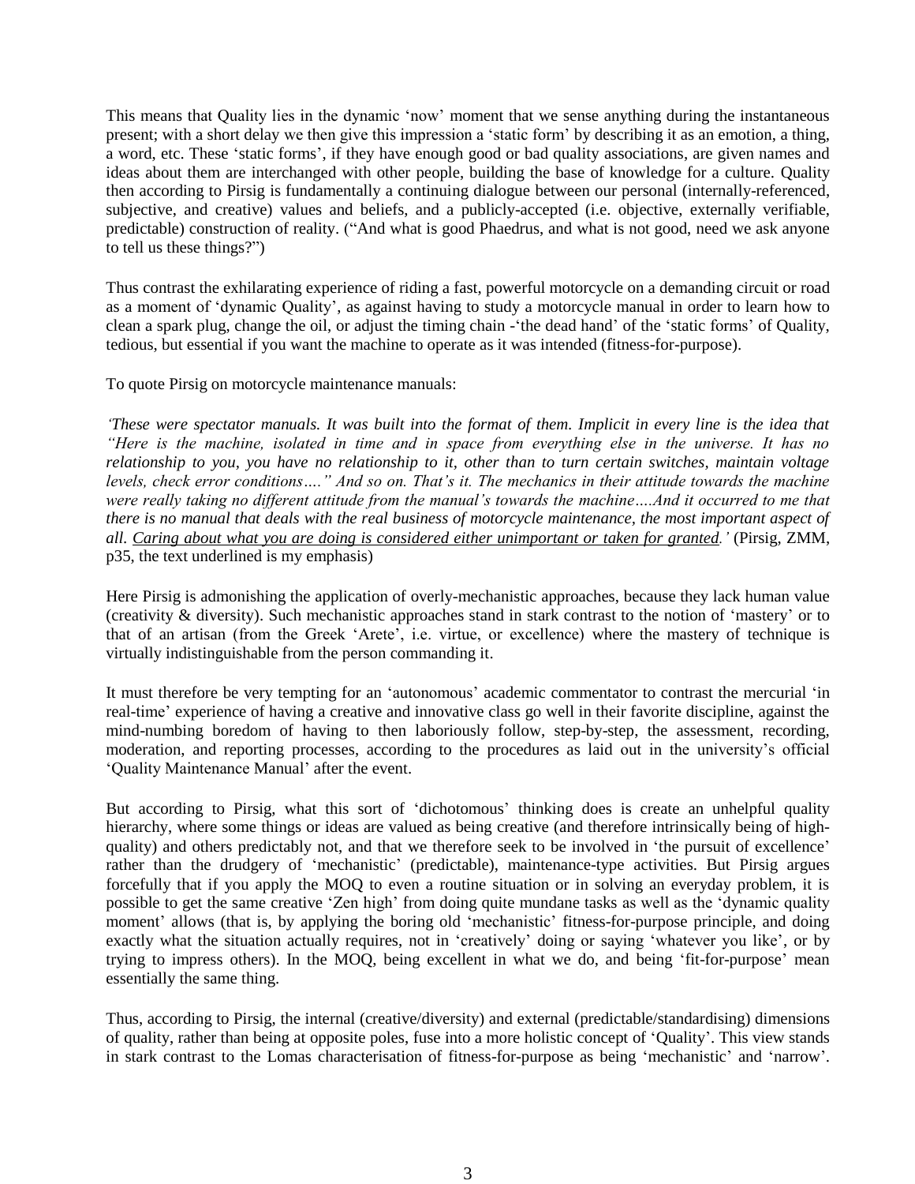This means that Quality lies in the dynamic 'now' moment that we sense anything during the instantaneous present; with a short delay we then give this impression a 'static form' by describing it as an emotion, a thing, a word, etc. These 'static forms', if they have enough good or bad quality associations, are given names and ideas about them are interchanged with other people, building the base of knowledge for a culture. Quality then according to Pirsig is fundamentally a continuing dialogue between our personal (internally-referenced, subjective, and creative) values and beliefs, and a publicly-accepted (i.e. objective, externally verifiable, predictable) construction of reality. ("And what is good Phaedrus, and what is not good, need we ask anyone to tell us these things?")

Thus contrast the exhilarating experience of riding a fast, powerful motorcycle on a demanding circuit or road as a moment of 'dynamic Quality', as against having to study a motorcycle manual in order to learn how to clean a spark plug, change the oil, or adjust the timing chain -'the dead hand' of the 'static forms' of Quality, tedious, but essential if you want the machine to operate as it was intended (fitness-for-purpose).

To quote Pirsig on motorcycle maintenance manuals:

*'These were spectator manuals. It was built into the format of them. Implicit in every line is the idea that "Here is the machine, isolated in time and in space from everything else in the universe. It has no relationship to you, you have no relationship to it, other than to turn certain switches, maintain voltage levels, check error conditions…." And so on. That's it. The mechanics in their attitude towards the machine were really taking no different attitude from the manual's towards the machine….And it occurred to me that there is no manual that deals with the real business of motorcycle maintenance, the most important aspect of all. <u>Caring about what you are doing is considered either unimportant or taken for granted</u>.'* (Pirsig, ZMM, p35, the text underlined is my emphasis)

Here Pirsig is admonishing the application of overly-mechanistic approaches, because they lack human value (creativity & diversity). Such mechanistic approaches stand in stark contrast to the notion of 'mastery' or to that of an artisan (from the Greek 'Arete', i.e. virtue, or excellence) where the mastery of technique is virtually indistinguishable from the person commanding it.

It must therefore be very tempting for an 'autonomous' academic commentator to contrast the mercurial 'in real-time' experience of having a creative and innovative class go well in their favorite discipline, against the mind-numbing boredom of having to then laboriously follow, step-by-step, the assessment, recording, moderation, and reporting processes, according to the procedures as laid out in the university's official 'Quality Maintenance Manual' after the event.

But according to Pirsig, what this sort of 'dichotomous' thinking does is create an unhelpful quality hierarchy, where some things or ideas are valued as being creative (and therefore intrinsically being of high-quality) and others predictably not, and that we therefore seek to be involved in 'the pursuit of excellence' rather than the drudgery of 'mechanistic' (predictable), maintenance-type activities. But Pirsig argues forcefully that if you apply the MOQ to even a routine situation or in solving an everyday problem, it is possible to get the same creative 'Zen high' from doing quite mundane tasks as well as the 'dynamic quality moment' allows (that is, by applying the boring old 'mechanistic' fitness-for-purpose principle, and doing exactly what the situation actually requires, not in 'creatively' doing or saying 'whatever you like', or by trying to impress others). In the MOQ, being excellent in what we do, and being 'fit-for-purpose' mean essentially the same thing.

Thus, according to Pirsig, the internal (creative/diversity) and external (predictable/standardising) dimensions of quality, rather than being at opposite poles, fuse into a more holistic concept of 'Quality'. This view stands in stark contrast to the Lomas characterisation of fitness-for-purpose as being 'mechanistic' and 'narrow'.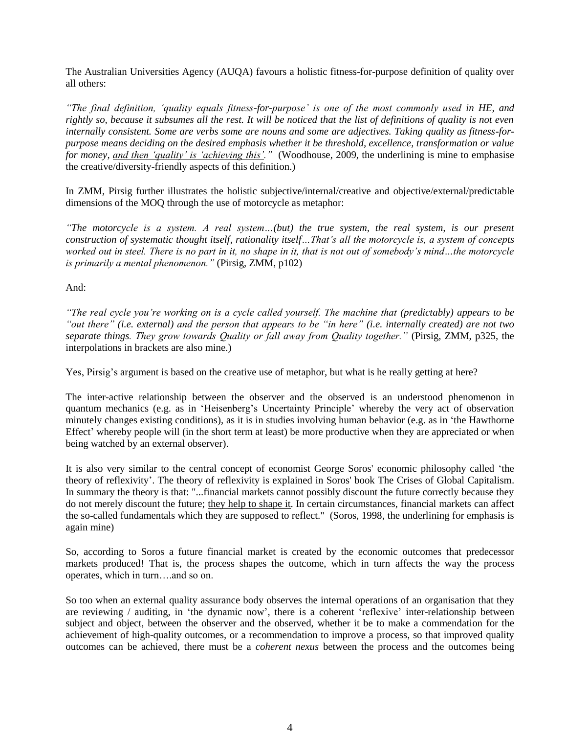The Australian Universities Agency (AUQA) favours a holistic fitness-for-purpose definition of quality over all others:

*"The final definition, 'quality equals fitness-for-purpose' is one of the most commonly used in HE, and rightly so, because it subsumes all the rest. It will be noticed that the list of definitions of quality is not even internally consistent. Some are verbs some are nouns and some are adjectives. Taking quality as fitness-for-purpose <u>means deciding on the desired emphasis</u> whether it be threshold, excellence, transformation or value for money, <u>and then 'quality' is 'achieving this'</u>."* (Woodhouse, 2009, the underlining is mine to emphasise the creative/diversity-friendly aspects of this definition.)

In ZMM, Pirsig further illustrates the holistic subjective/internal/creative and objective/external/predictable dimensions of the MOQ through the use of motorcycle as metaphor:

*"The motorcycle is a system. A real system…(but) the true system, the real system, is our present construction of systematic thought itself, rationality itself…That's all the motorcycle is, a system of concepts worked out in steel. There is no part in it, no shape in it, that is not out of somebody's mind…the motorcycle is primarily a mental phenomenon."* (Pirsig, ZMM, p102)

And:

*"The real cycle you're working on is a cycle called yourself. The machine that (predictably) appears to be "out there" (i.e. external) and the person that appears to be "in here" (i.e. internally created) are not two separate things. They grow towards Quality or fall away from Quality together."* (Pirsig, ZMM, p325, the interpolations in brackets are also mine.)

Yes, Pirsig's argument is based on the creative use of metaphor, but what is he really getting at here?

The inter-active relationship between the observer and the observed is an understood phenomenon in quantum mechanics (e.g. as in 'Heisenberg's Uncertainty Principle' whereby the very act of observation minutely changes existing conditions), as it is in studies involving human behavior (e.g. as in 'the Hawthorne Effect' whereby people will (in the short term at least) be more productive when they are appreciated or when being watched by an external observer).

It is also very similar to the central concept of economist George Soros' economic philosophy called 'the theory of reflexivity'. The theory of reflexivity is explained in Soros' book The Crises of Global Capitalism. In summary the theory is that: "...financial markets cannot possibly discount the future correctly because they do not merely discount the future; <u>they help to shape it</u>. In certain circumstances, financial markets can affect the so-called fundamentals which they are supposed to reflect." (Soros, 1998, the underlining for emphasis is again mine)

So, according to Soros a future financial market is created by the economic outcomes that predecessor markets produced! That is, the process shapes the outcome, which in turn affects the way the process operates, which in turn….and so on.

So too when an external quality assurance body observes the internal operations of an organisation that they are reviewing / auditing, in 'the dynamic now', there is a coherent 'reflexive' inter-relationship between subject and object, between the observer and the observed, whether it be to make a commendation for the achievement of high-quality outcomes, or a recommendation to improve a process, so that improved quality outcomes can be achieved, there must be a *coherent nexus* between the process and the outcomes being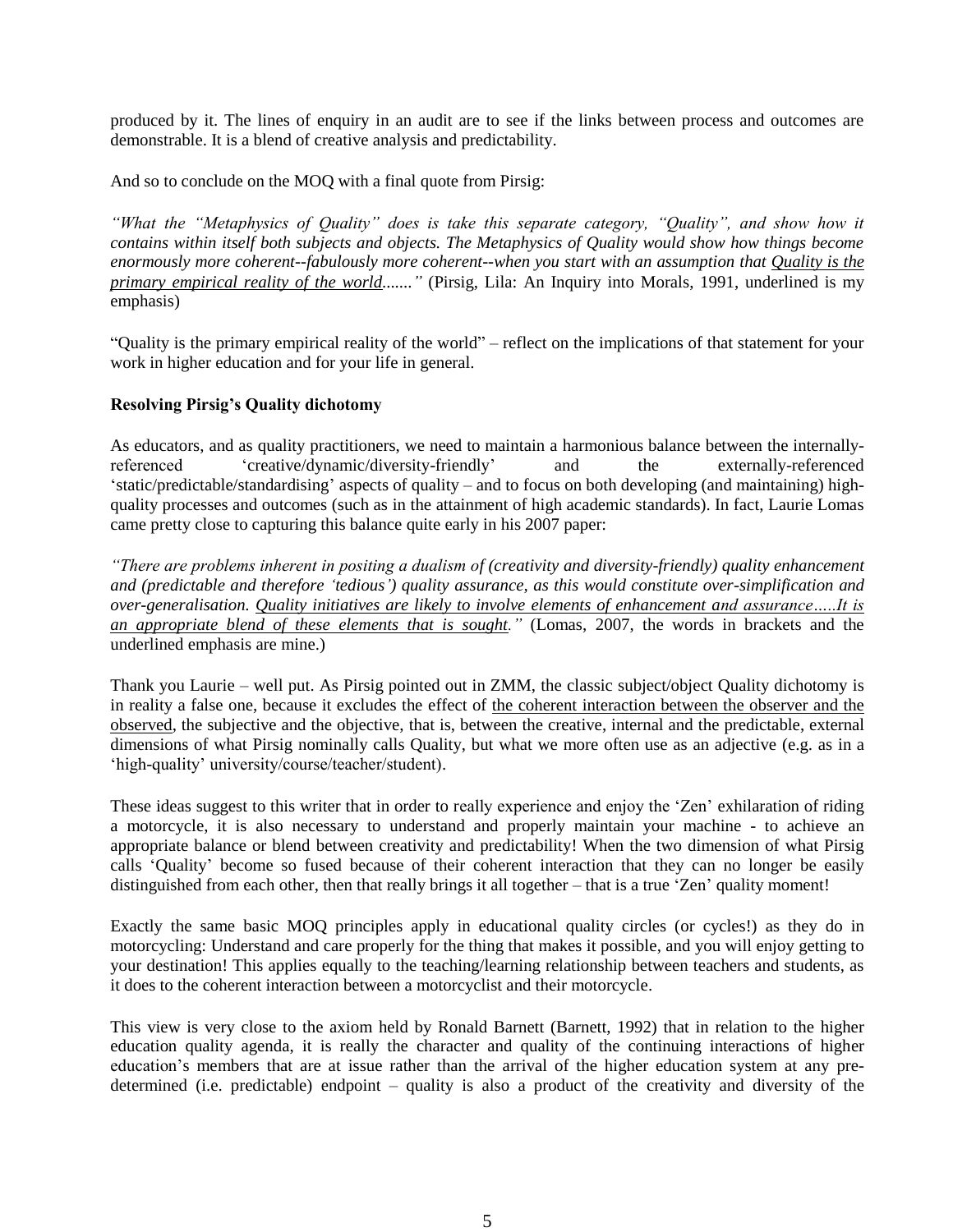produced by it. The lines of enquiry in an audit are to see if the links between process and outcomes are demonstrable. It is a blend of creative analysis and predictability.

And so to conclude on the MOQ with a final quote from Pirsig:

*"What the "Metaphysics of Quality" does is take this separate category, "Quality", and show how it contains within itself both subjects and objects. The Metaphysics of Quality would show how things become enormously more coherent--fabulously more coherent--when you start with an assumption that <u>Quality is the primary empirical reality of the world</u>......."* (Pirsig, Lila: An Inquiry into Morals, 1991, underlined is my emphasis)

"Quality is the primary empirical reality of the world" – reflect on the implications of that statement for your work in higher education and for your life in general.

**Resolving Pirsig's Quality dichotomy**

As educators, and as quality practitioners, we need to maintain a harmonious balance between the internally-referenced 'creative/dynamic/diversity-friendly' and the externally-referenced 'static/predictable/standardising' aspects of quality – and to focus on both developing (and maintaining) high-quality processes and outcomes (such as in the attainment of high academic standards). In fact, Laurie Lomas came pretty close to capturing this balance quite early in his 2007 paper:

*"There are problems inherent in positing a dualism of (creativity and diversity-friendly) quality enhancement and (predictable and therefore 'tedious') quality assurance, as this would constitute over-simplification and over-generalisation. <u>Quality initiatives are likely to involve elements of enhancement and assurance…..It is an appropriate blend of these elements that is sought</u>."* (Lomas, 2007, the words in brackets and the underlined emphasis are mine.)

Thank you Laurie – well put. As Pirsig pointed out in ZMM, the classic subject/object Quality dichotomy is in reality a false one, because it excludes the effect of <u>the coherent interaction between the observer and the observed</u>, the subjective and the objective, that is, between the creative, internal and the predictable, external dimensions of what Pirsig nominally calls Quality, but what we more often use as an adjective (e.g. as in a 'high-quality' university/course/teacher/student).

These ideas suggest to this writer that in order to really experience and enjoy the 'Zen' exhilaration of riding a motorcycle, it is also necessary to understand and properly maintain your machine - to achieve an appropriate balance or blend between creativity and predictability! When the two dimension of what Pirsig calls 'Quality' become so fused because of their coherent interaction that they can no longer be easily distinguished from each other, then that really brings it all together – that is a true 'Zen' quality moment!

Exactly the same basic MOQ principles apply in educational quality circles (or cycles!) as they do in motorcycling: Understand and care properly for the thing that makes it possible, and you will enjoy getting to your destination! This applies equally to the teaching/learning relationship between teachers and students, as it does to the coherent interaction between a motorcyclist and their motorcycle.

This view is very close to the axiom held by Ronald Barnett (Barnett, 1992) that in relation to the higher education quality agenda, it is really the character and quality of the continuing interactions of higher education's members that are at issue rather than the arrival of the higher education system at any pre-determined (i.e. predictable) endpoint – quality is also a product of the creativity and diversity of the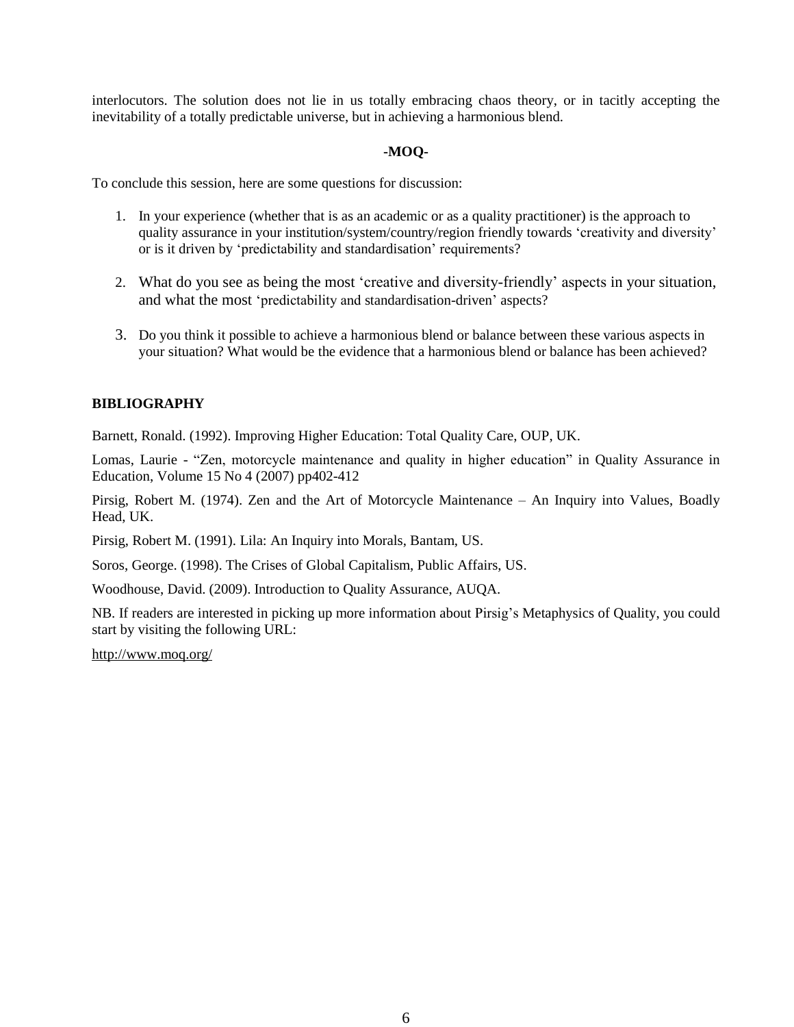interlocutors. The solution does not lie in us totally embracing chaos theory, or in tacitly accepting the inevitability of a totally predictable universe, but in achieving a harmonious blend.

**-MOQ-**

To conclude this session, here are some questions for discussion:

1. In your experience (whether that is as an academic or as a quality practitioner) is the approach to quality assurance in your institution/system/country/region friendly towards 'creativity and diversity' or is it driven by 'predictability and standardisation' requirements?
2. What do you see as being the most 'creative and diversity-friendly' aspects in your situation, and what the most 'predictability and standardisation-driven' aspects?
3. Do you think it possible to achieve a harmonious blend or balance between these various aspects in your situation? What would be the evidence that a harmonious blend or balance has been achieved?

## BIBLIOGRAPHY

Barnett, Ronald. (1992). Improving Higher Education: Total Quality Care, OUP, UK.

Lomas, Laurie - "Zen, motorcycle maintenance and quality in higher education" in Quality Assurance in Education, Volume 15 No 4 (2007) pp402-412

Pirsig, Robert M. (1974). Zen and the Art of Motorcycle Maintenance – An Inquiry into Values, Boadly Head, UK.

Pirsig, Robert M. (1991). Lila: An Inquiry into Morals, Bantam, US.

Soros, George. (1998). The Crises of Global Capitalism, Public Affairs, US.

Woodhouse, David. (2009). Introduction to Quality Assurance, AUQA.

NB. If readers are interested in picking up more information about Pirsig's Metaphysics of Quality, you could start by visiting the following URL:

http://www.moq.org/